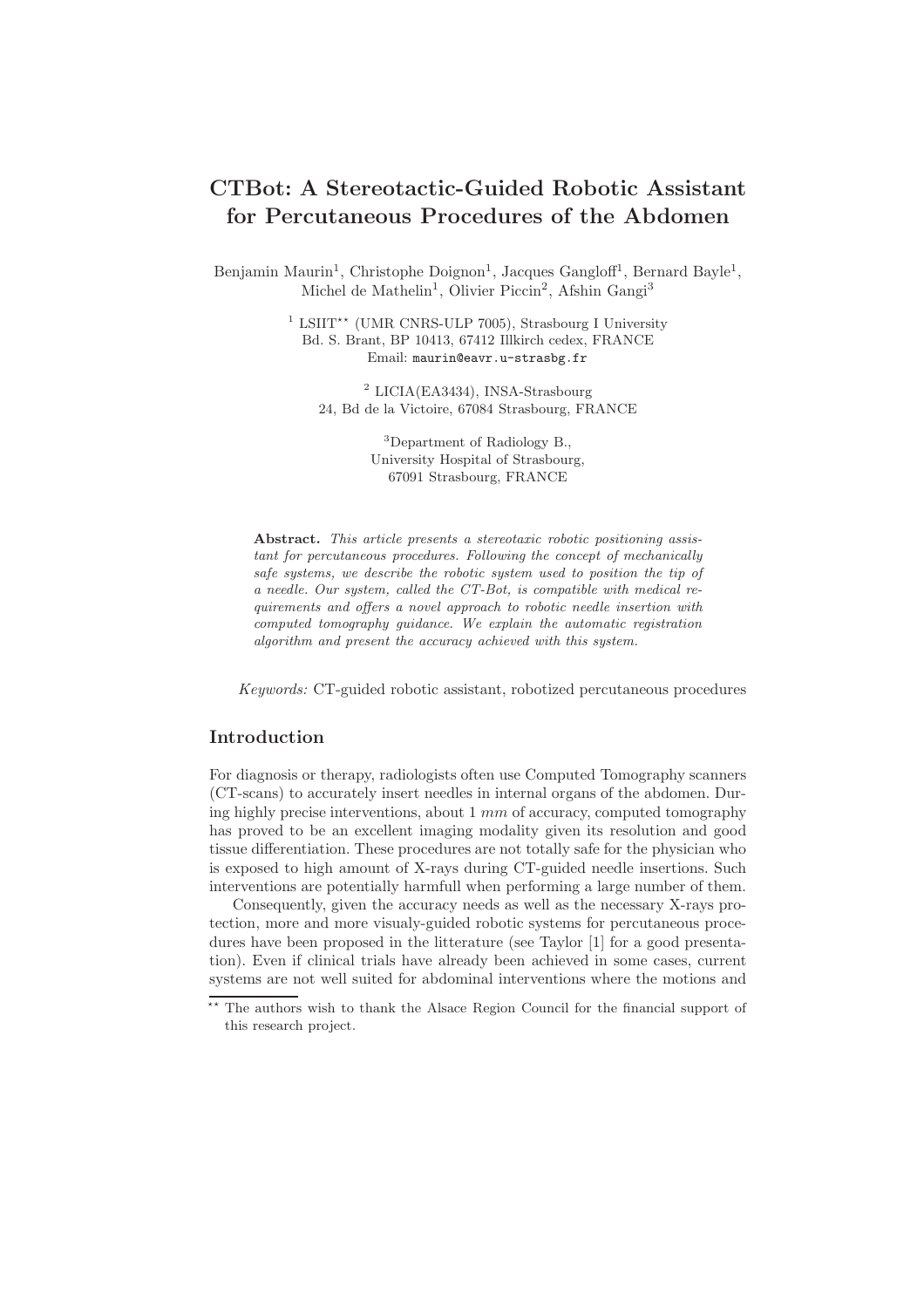# CTBot: A Stereotactic-Guided Robotic Assistant for Percutaneous Procedures of the Abdomen

Benjamin Maurin[1], Christophe Doignon[1], Jacques Gangloff[1], Bernard Bayle[1], Michel de Mathelin[1], Olivier Piccin[2], Afshin Gangi[3]

[1] LSIIT[**] (UMR CNRS-ULP 7005), Strasbourg I University
Bd. S. Brant, BP 10413, 67412 Illkirch cedex, FRANCE
Email: maurin@eavr.u-strasbg.fr

[2] LICIA(EA3434), INSA-Strasbourg
24, Bd de la Victoire, 67084 Strasbourg, FRANCE

[3]Department of Radiology B.,
University Hospital of Strasbourg,
67091 Strasbourg, FRANCE

**Abstract.** *This article presents a stereotaxic robotic positioning assistant for percutaneous procedures. Following the concept of mechanically safe systems, we describe the robotic system used to position the tip of a needle. Our system, called the CT-Bot, is compatible with medical requirements and offers a novel approach to robotic needle insertion with computed tomography guidance. We explain the automatic registration algorithm and present the accuracy achieved with this system.*

*Keywords:* CT-guided robotic assistant, robotized percutaneous procedures

## Introduction

For diagnosis or therapy, radiologists often use Computed Tomography scanners (CT-scans) to accurately insert needles in internal organs of the abdomen. During highly precise interventions, about 1 *mm* of accuracy, computed tomography has proved to be an excellent imaging modality given its resolution and good tissue differentiation. These procedures are not totally safe for the physician who is exposed to high amount of X-rays during CT-guided needle insertions. Such interventions are potentially harmfull when performing a large number of them.

Consequently, given the accuracy needs as well as the necessary X-rays protection, more and more visualy-guided robotic systems for percutaneous procedures have been proposed in the litterature (see Taylor [1] for a good presentation). Even if clinical trials have already been achieved in some cases, current systems are not well suited for abdominal interventions where the motions and

[**] The authors wish to thank the Alsace Region Council for the financial support of this research project.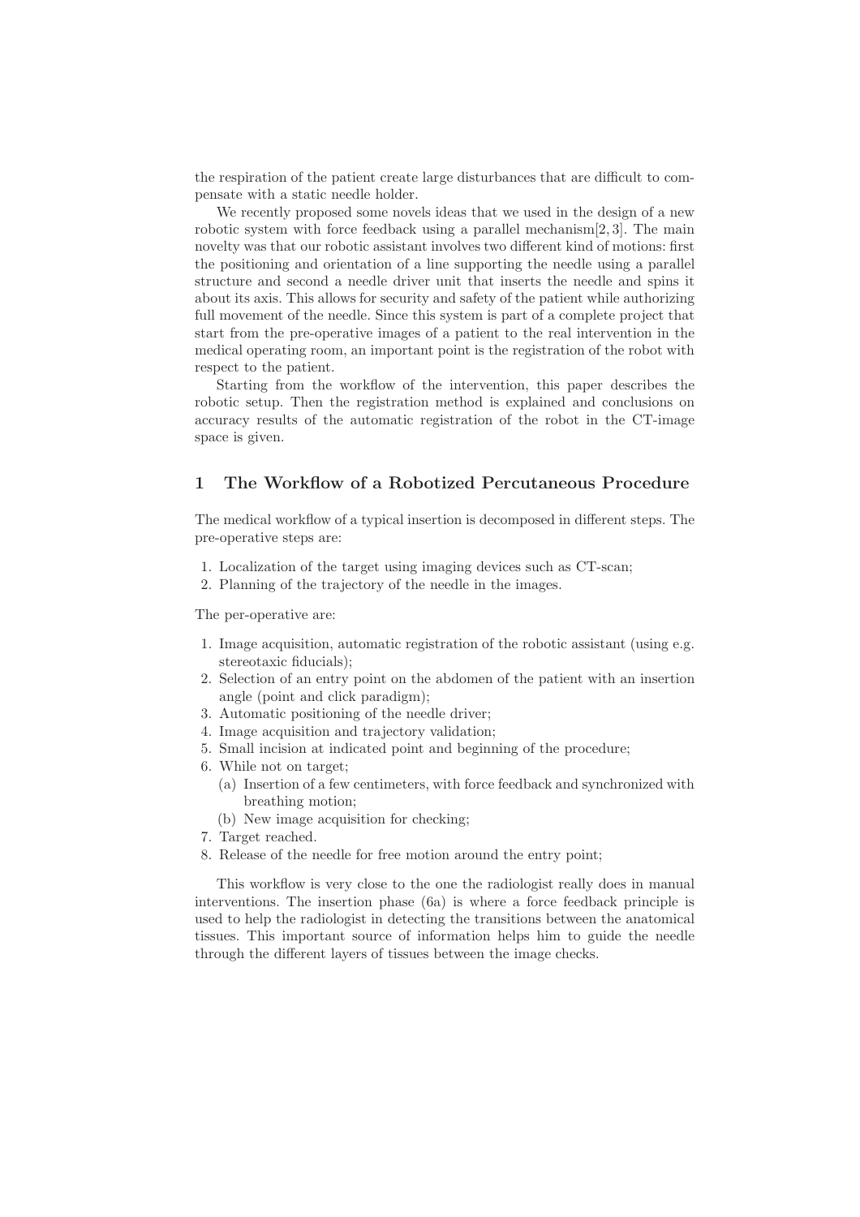the respiration of the patient create large disturbances that are difficult to compensate with a static needle holder.

We recently proposed some novels ideas that we used in the design of a new robotic system with force feedback using a parallel mechanism[2, 3]. The main novelty was that our robotic assistant involves two different kind of motions: first the positioning and orientation of a line supporting the needle using a parallel structure and second a needle driver unit that inserts the needle and spins it about its axis. This allows for security and safety of the patient while authorizing full movement of the needle. Since this system is part of a complete project that start from the pre-operative images of a patient to the real intervention in the medical operating room, an important point is the registration of the robot with respect to the patient.

Starting from the workflow of the intervention, this paper describes the robotic setup. Then the registration method is explained and conclusions on accuracy results of the automatic registration of the robot in the CT-image space is given.

## 1 The Workflow of a Robotized Percutaneous Procedure

The medical workflow of a typical insertion is decomposed in different steps. The pre-operative steps are:

1. Localization of the target using imaging devices such as CT-scan;
2. Planning of the trajectory of the needle in the images.

The per-operative are:

1. Image acquisition, automatic registration of the robotic assistant (using e.g. stereotaxic fiducials);
2. Selection of an entry point on the abdomen of the patient with an insertion angle (point and click paradigm);
3. Automatic positioning of the needle driver;
4. Image acquisition and trajectory validation;
5. Small incision at indicated point and beginning of the procedure;
6. While not on target;
   (a) Insertion of a few centimeters, with force feedback and synchronized with breathing motion;
   (b) New image acquisition for checking;
7. Target reached.
8. Release of the needle for free motion around the entry point;

This workflow is very close to the one the radiologist really does in manual interventions. The insertion phase (6a) is where a force feedback principle is used to help the radiologist in detecting the transitions between the anatomical tissues. This important source of information helps him to guide the needle through the different layers of tissues between the image checks.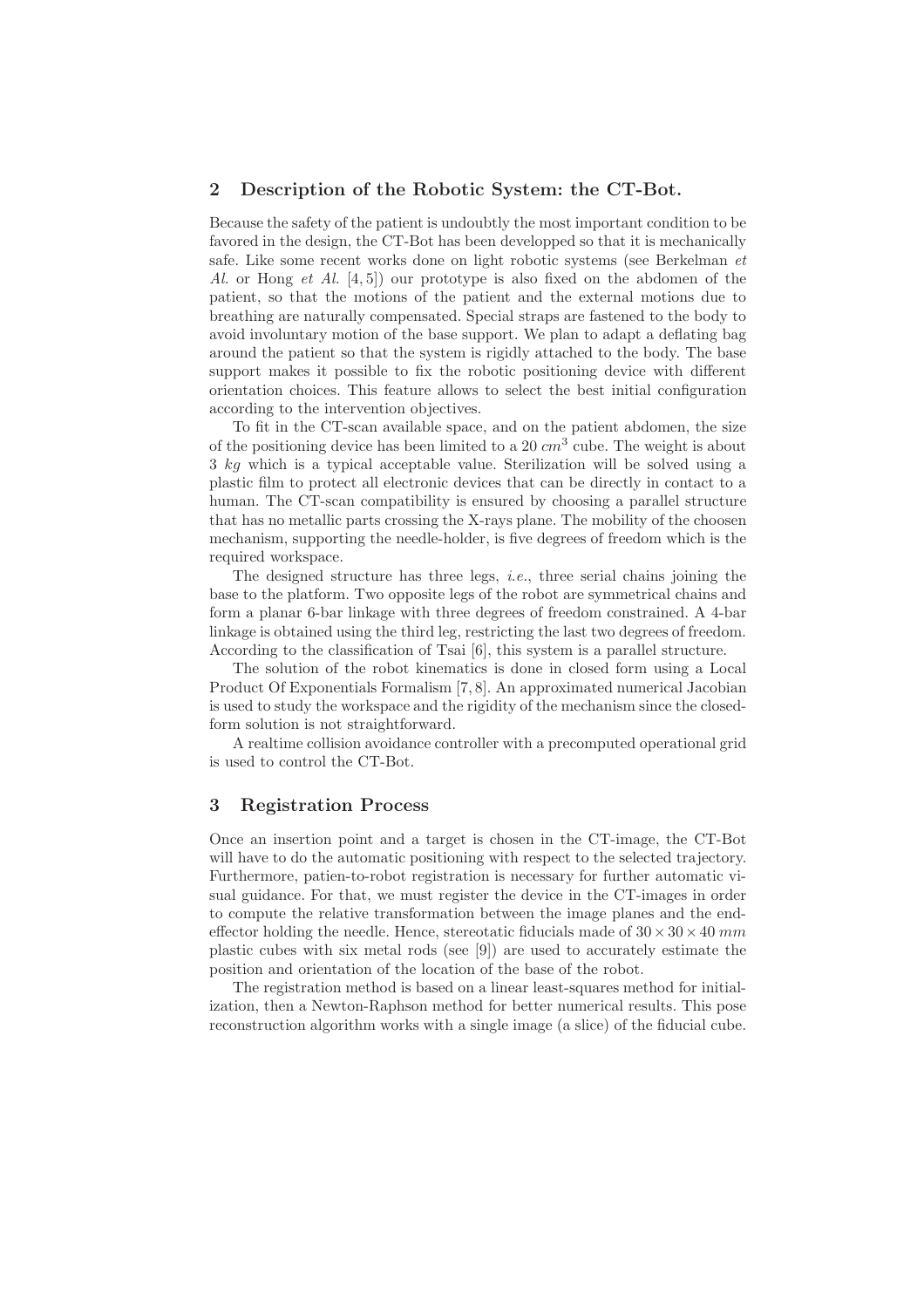## 2 Description of the Robotic System: the CT-Bot.

Because the safety of the patient is undoubtly the most important condition to be favored in the design, the CT-Bot has been developped so that it is mechanically safe. Like some recent works done on light robotic systems (see Berkelman *et Al.* or Hong *et Al.* [4, 5]) our prototype is also fixed on the abdomen of the patient, so that the motions of the patient and the external motions due to breathing are naturally compensated. Special straps are fastened to the body to avoid involuntary motion of the base support. We plan to adapt a deflating bag around the patient so that the system is rigidly attached to the body. The base support makes it possible to fix the robotic positioning device with different orientation choices. This feature allows to select the best initial configuration according to the intervention objectives.

To fit in the CT-scan available space, and on the patient abdomen, the size of the positioning device has been limited to a 20 $cm^3$ cube. The weight is about 3 $kg$ which is a typical acceptable value. Sterilization will be solved using a plastic film to protect all electronic devices that can be directly in contact to a human. The CT-scan compatibility is ensured by choosing a parallel structure that has no metallic parts crossing the X-rays plane. The mobility of the choosen mechanism, supporting the needle-holder, is five degrees of freedom which is the required workspace.

The designed structure has three legs, *i.e.*, three serial chains joining the base to the platform. Two opposite legs of the robot are symmetrical chains and form a planar 6-bar linkage with three degrees of freedom constrained. A 4-bar linkage is obtained using the third leg, restricting the last two degrees of freedom. According to the classification of Tsai [6], this system is a parallel structure.

The solution of the robot kinematics is done in closed form using a Local Product Of Exponentials Formalism [7, 8]. An approximated numerical Jacobian is used to study the workspace and the rigidity of the mechanism since the closed-form solution is not straightforward.

A realtime collision avoidance controller with a precomputed operational grid is used to control the CT-Bot.

## 3 Registration Process

Once an insertion point and a target is chosen in the CT-image, the CT-Bot will have to do the automatic positioning with respect to the selected trajectory. Furthermore, patien-to-robot registration is necessary for further automatic visual guidance. For that, we must register the device in the CT-images in order to compute the relative transformation between the image planes and the end-effector holding the needle. Hence, stereotatic fiducials made of $30 \times 30 \times 40$ $mm$ plastic cubes with six metal rods (see [9]) are used to accurately estimate the position and orientation of the location of the base of the robot.

The registration method is based on a linear least-squares method for initialization, then a Newton-Raphson method for better numerical results. This pose reconstruction algorithm works with a single image (a slice) of the fiducial cube.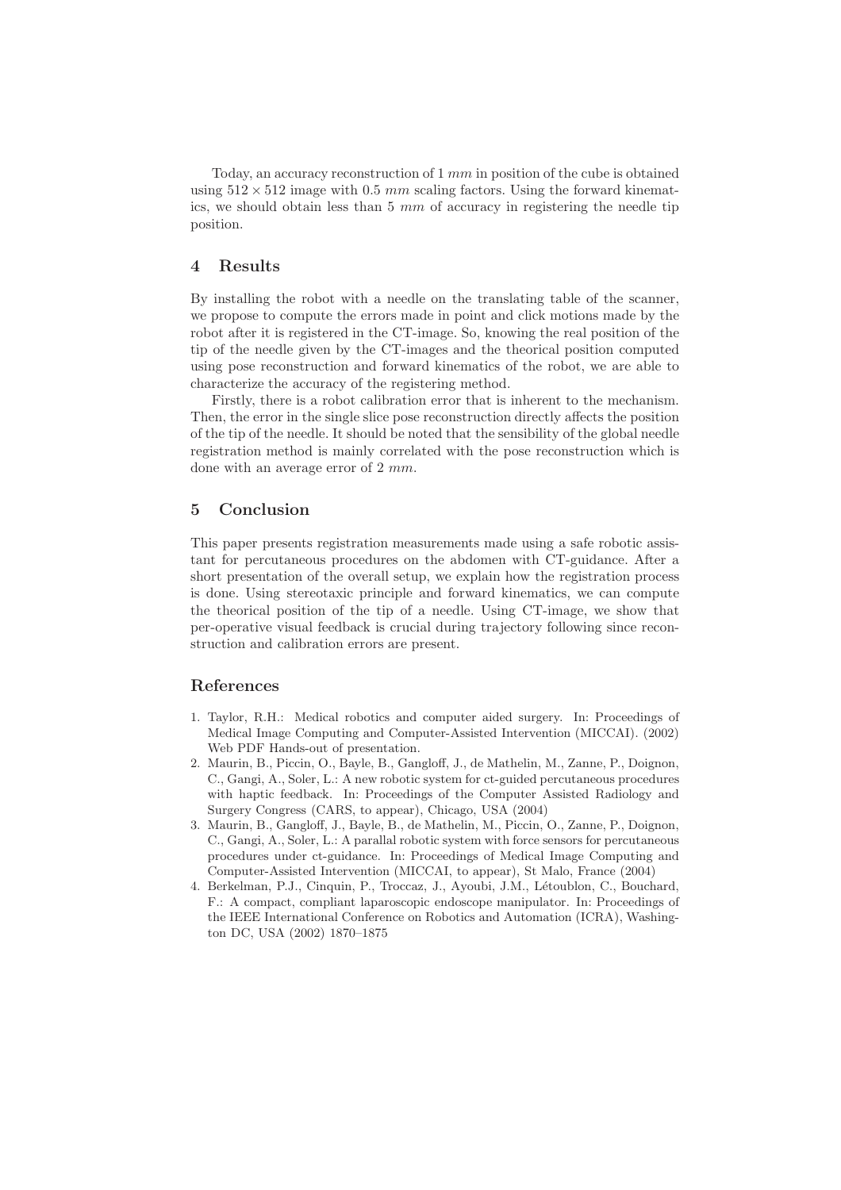Today, an accuracy reconstruction of 1 *mm* in position of the cube is obtained using $512 \times 512$ image with 0.5 *mm* scaling factors. Using the forward kinematics, we should obtain less than 5 *mm* of accuracy in registering the needle tip position.

## 4 Results

By installing the robot with a needle on the translating table of the scanner, we propose to compute the errors made in point and click motions made by the robot after it is registered in the CT-image. So, knowing the real position of the tip of the needle given by the CT-images and the theorical position computed using pose reconstruction and forward kinematics of the robot, we are able to characterize the accuracy of the registering method.

Firstly, there is a robot calibration error that is inherent to the mechanism. Then, the error in the single slice pose reconstruction directly affects the position of the tip of the needle. It should be noted that the sensibility of the global needle registration method is mainly correlated with the pose reconstruction which is done with an average error of 2 *mm*.

## 5 Conclusion

This paper presents registration measurements made using a safe robotic assistant for percutaneous procedures on the abdomen with CT-guidance. After a short presentation of the overall setup, we explain how the registration process is done. Using stereotaxic principle and forward kinematics, we can compute the theorical position of the tip of a needle. Using CT-image, we show that per-operative visual feedback is crucial during trajectory following since reconstruction and calibration errors are present.

## References

1. Taylor, R.H.: Medical robotics and computer aided surgery. In: Proceedings of Medical Image Computing and Computer-Assisted Intervention (MICCAI). (2002) Web PDF Hands-out of presentation.
2. Maurin, B., Piccin, O., Bayle, B., Gangloff, J., de Mathelin, M., Zanne, P., Doignon, C., Gangi, A., Soler, L.: A new robotic system for ct-guided percutaneous procedures with haptic feedback. In: Proceedings of the Computer Assisted Radiology and Surgery Congress (CARS, to appear), Chicago, USA (2004)
3. Maurin, B., Gangloff, J., Bayle, B., de Mathelin, M., Piccin, O., Zanne, P., Doignon, C., Gangi, A., Soler, L.: A parallel robotic system with force sensors for percutaneous procedures under ct-guidance. In: Proceedings of Medical Image Computing and Computer-Assisted Intervention (MICCAI, to appear), St Malo, France (2004)
4. Berkelman, P.J., Cinquin, P., Troccaz, J., Ayoubi, J.M., Létoublon, C., Bouchard, F.: A compact, compliant laparoscopic endoscope manipulator. In: Proceedings of the IEEE International Conference on Robotics and Automation (ICRA), Washington DC, USA (2002) 1870–1875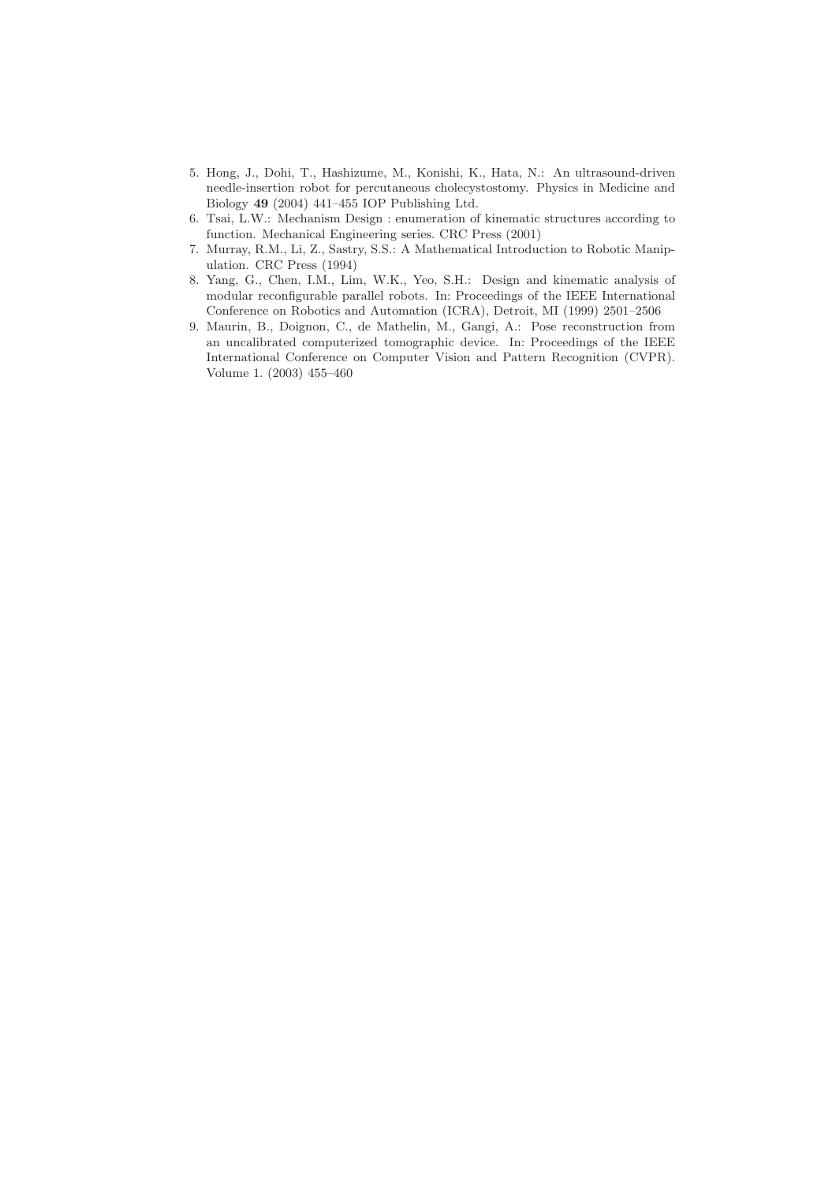5. Hong, J., Dohi, T., Hashizume, M., Konishi, K., Hata, N.: An ultrasound-driven needle-insertion robot for percutaneous cholecystostomy. Physics in Medicine and Biology **49** (2004) 441–455 IOP Publishing Ltd.
6. Tsai, L.W.: Mechanism Design : enumeration of kinematic structures according to function. Mechanical Engineering series. CRC Press (2001)
7. Murray, R.M., Li, Z., Sastry, S.S.: A Mathematical Introduction to Robotic Manipulation. CRC Press (1994)
8. Yang, G., Chen, I.M., Lim, W.K., Yeo, S.H.: Design and kinematic analysis of modular reconfigurable parallel robots. In: Proceedings of the IEEE International Conference on Robotics and Automation (ICRA), Detroit, MI (1999) 2501–2506
9. Maurin, B., Doignon, C., de Mathelin, M., Gangi, A.: Pose reconstruction from an uncalibrated computerized tomographic device. In: Proceedings of the IEEE International Conference on Computer Vision and Pattern Recognition (CVPR). Volume 1. (2003) 455–460